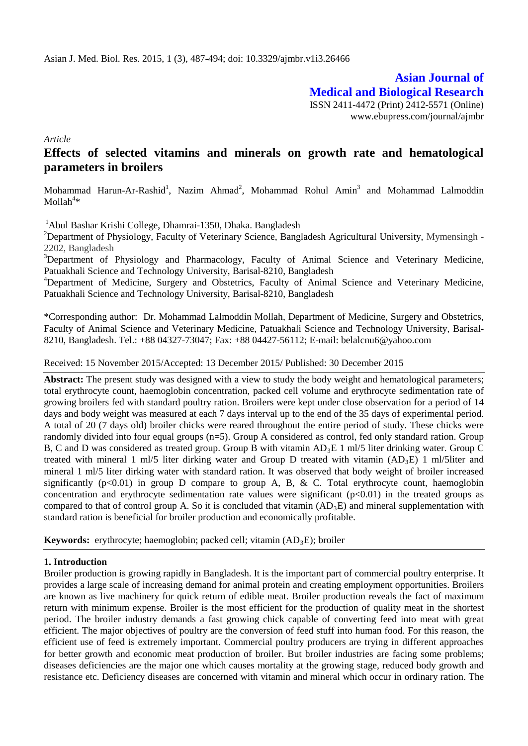Asian J. Med. Biol. Res. 2015, 1 (3), 487-494; doi: 10.3329/ajmbr.v1i3.26466

**Asian Journal of Medical and Biological Research**

ISSN 2411-4472 (Print) 2412-5571 (Online)
www.ebupress.com/journal/ajmbr

*Article*

# Effects of selected vitamins and minerals on growth rate and hematological parameters in broilers

Mohammad Harun-Ar-Rashid[1], Nazim Ahmad[2], Mohammad Rohul Amin[3] and Mohammad Lalmoddin Mollah[4]*

[1]Abul Bashar Krishi College, Dhamrai-1350, Dhaka. Bangladesh

[2]Department of Physiology, Faculty of Veterinary Science, Bangladesh Agricultural University, Mymensingh - 2202, Bangladesh

[3]Department of Physiology and Pharmacology, Faculty of Animal Science and Veterinary Medicine, Patuakhali Science and Technology University, Barisal-8210, Bangladesh

[4]Department of Medicine, Surgery and Obstetrics, Faculty of Animal Science and Veterinary Medicine, Patuakhali Science and Technology University, Barisal-8210, Bangladesh

*Corresponding author: Dr. Mohammad Lalmoddin Mollah, Department of Medicine, Surgery and Obstetrics, Faculty of Animal Science and Veterinary Medicine, Patuakhali Science and Technology University, Barisal-8210, Bangladesh. Tel.: +88 04327-73047; Fax: +88 04427-56112; E-mail: belalcnu6@yahoo.com

Received: 15 November 2015/Accepted: 13 December 2015/ Published: 30 December 2015

**Abstract:** The present study was designed with a view to study the body weight and hematological parameters; total erythrocyte count, haemoglobin concentration, packed cell volume and erythrocyte sedimentation rate of growing broilers fed with standard poultry ration. Broilers were kept under close observation for a period of 14 days and body weight was measured at each 7 days interval up to the end of the 35 days of experimental period. A total of 20 (7 days old) broiler chicks were reared throughout the entire period of study. These chicks were randomly divided into four equal groups (n=5). Group A considered as control, fed only standard ration. Group B, C and D was considered as treated group. Group B with vitamin $AD_3E$ 1 ml/5 liter drinking water. Group C treated with mineral 1 ml/5 liter dirking water and Group D treated with vitamin ($AD_3E$) 1 ml/5liter and mineral 1 ml/5 liter dirking water with standard ration. It was observed that body weight of broiler increased significantly ($p<0.01$) in group D compare to group A, B, & C. Total erythrocyte count, haemoglobin concentration and erythrocyte sedimentation rate values were significant ($p<0.01$) in the treated groups as compared to that of control group A. So it is concluded that vitamin ($AD_3E$) and mineral supplementation with standard ration is beneficial for broiler production and economically profitable.

**Keywords:** erythrocyte; haemoglobin; packed cell; vitamin ($AD_3E$); broiler

## 1. Introduction

Broiler production is growing rapidly in Bangladesh. It is the important part of commercial poultry enterprise. It provides a large scale of increasing demand for animal protein and creating employment opportunities. Broilers are known as live machinery for quick return of edible meat. Broiler production reveals the fact of maximum return with minimum expense. Broiler is the most efficient for the production of quality meat in the shortest period. The broiler industry demands a fast growing chick capable of converting feed into meat with great efficient. The major objectives of poultry are the conversion of feed stuff into human food. For this reason, the efficient use of feed is extremely important. Commercial poultry producers are trying in different approaches for better growth and economic meat production of broiler. But broiler industries are facing some problems; diseases deficiencies are the major one which causes mortality at the growing stage, reduced body growth and resistance etc. Deficiency diseases are concerned with vitamin and mineral which occur in ordinary ration. The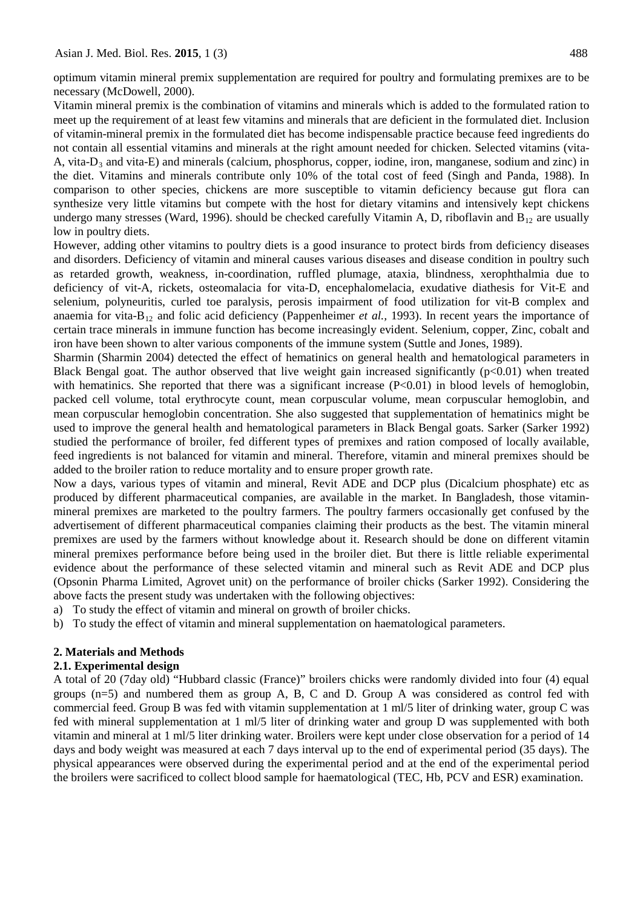optimum vitamin mineral premix supplementation are required for poultry and formulating premixes are to be necessary (McDowell, 2000).

Vitamin mineral premix is the combination of vitamins and minerals which is added to the formulated ration to meet up the requirement of at least few vitamins and minerals that are deficient in the formulated diet. Inclusion of vitamin-mineral premix in the formulated diet has become indispensable practice because feed ingredients do not contain all essential vitamins and minerals at the right amount needed for chicken. Selected vitamins (vita-A, vita-$D_3$ and vita-E) and minerals (calcium, phosphorus, copper, iodine, iron, manganese, sodium and zinc) in the diet. Vitamins and minerals contribute only 10% of the total cost of feed (Singh and Panda, 1988). In comparison to other species, chickens are more susceptible to vitamin deficiency because gut flora can synthesize very little vitamins but compete with the host for dietary vitamins and intensively kept chickens undergo many stresses (Ward, 1996). should be checked carefully Vitamin A, D, riboflavin and $B_{12}$ are usually low in poultry diets.

However, adding other vitamins to poultry diets is a good insurance to protect birds from deficiency diseases and disorders. Deficiency of vitamin and mineral causes various diseases and disease condition in poultry such as retarded growth, weakness, in-coordination, ruffled plumage, ataxia, blindness, xerophthalmia due to deficiency of vit-A, rickets, osteomalacia for vita-D, encephalomelacia, exudative diathesis for Vit-E and selenium, polyneuritis, curled toe paralysis, perosis impairment of food utilization for vit-B complex and anaemia for vita-$B_{12}$ and folic acid deficiency (Pappenheimer *et al.,* 1993). In recent years the importance of certain trace minerals in immune function has become increasingly evident. Selenium, copper, Zinc, cobalt and iron have been shown to alter various components of the immune system (Suttle and Jones, 1989).

Sharmin (Sharmin 2004) detected the effect of hematinics on general health and hematological parameters in Black Bengal goat. The author observed that live weight gain increased significantly ($p<0.01$) when treated with hematinics. She reported that there was a significant increase ($P<0.01$) in blood levels of hemoglobin, packed cell volume, total erythrocyte count, mean corpuscular volume, mean corpuscular hemoglobin, and mean corpuscular hemoglobin concentration. She also suggested that supplementation of hematinics might be used to improve the general health and hematological parameters in Black Bengal goats. Sarker (Sarker 1992) studied the performance of broiler, fed different types of premixes and ration composed of locally available, feed ingredients is not balanced for vitamin and mineral. Therefore, vitamin and mineral premixes should be added to the broiler ration to reduce mortality and to ensure proper growth rate.

Now a days, various types of vitamin and mineral, Revit ADE and DCP plus (Dicalcium phosphate) etc as produced by different pharmaceutical companies, are available in the market. In Bangladesh, those vitamin-mineral premixes are marketed to the poultry farmers. The poultry farmers occasionally get confused by the advertisement of different pharmaceutical companies claiming their products as the best. The vitamin mineral premixes are used by the farmers without knowledge about it. Research should be done on different vitamin mineral premixes performance before being used in the broiler diet. But there is little reliable experimental evidence about the performance of these selected vitamin and mineral such as Revit ADE and DCP plus (Opsonin Pharma Limited, Agrovet unit) on the performance of broiler chicks (Sarker 1992). Considering the above facts the present study was undertaken with the following objectives:

a) To study the effect of vitamin and mineral on growth of broiler chicks.
b) To study the effect of vitamin and mineral supplementation on haematological parameters.

## 2. Materials and Methods

### 2.1. Experimental design

A total of 20 (7day old) "Hubbard classic (France)" broilers chicks were randomly divided into four (4) equal groups (n=5) and numbered them as group A, B, C and D. Group A was considered as control fed with commercial feed. Group B was fed with vitamin supplementation at 1 ml/5 liter of drinking water, group C was fed with mineral supplementation at 1 ml/5 liter of drinking water and group D was supplemented with both vitamin and mineral at 1 ml/5 liter drinking water. Broilers were kept under close observation for a period of 14 days and body weight was measured at each 7 days interval up to the end of experimental period (35 days). The physical appearances were observed during the experimental period and at the end of the experimental period the broilers were sacrificed to collect blood sample for haematological (TEC, Hb, PCV and ESR) examination.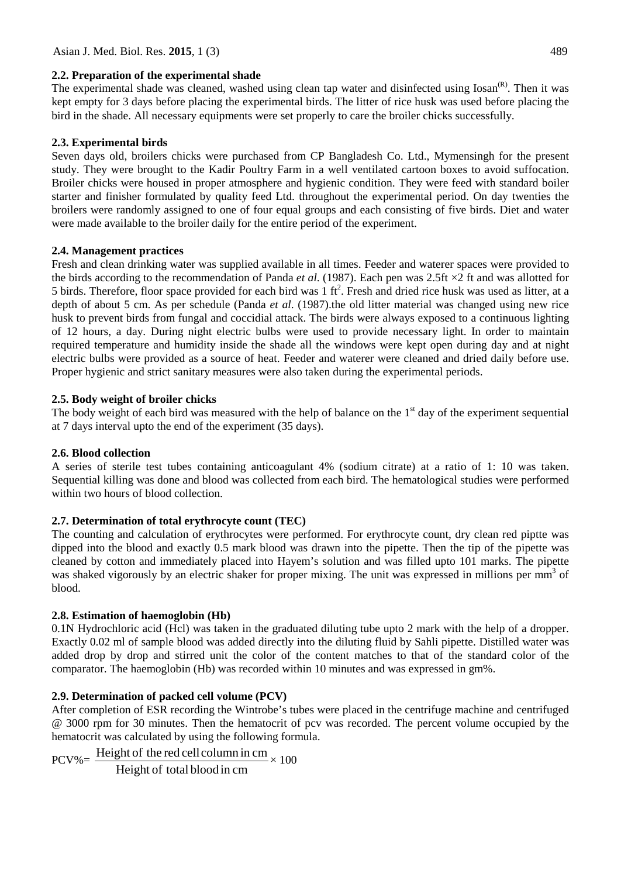### 2.2. Preparation of the experimental shade

The experimental shade was cleaned, washed using clean tap water and disinfected using Iosan$^{(R)}$. Then it was kept empty for 3 days before placing the experimental birds. The litter of rice husk was used before placing the bird in the shade. All necessary equipments were set properly to care the broiler chicks successfully.

### 2.3. Experimental birds

Seven days old, broilers chicks were purchased from CP Bangladesh Co. Ltd., Mymensingh for the present study. They were brought to the Kadir Poultry Farm in a well ventilated cartoon boxes to avoid suffocation. Broiler chicks were housed in proper atmosphere and hygienic condition. They were feed with standard boiler starter and finisher formulated by quality feed Ltd. throughout the experimental period. On day twenties the broilers were randomly assigned to one of four equal groups and each consisting of five birds. Diet and water were made available to the broiler daily for the entire period of the experiment.

### 2.4. Management practices

Fresh and clean drinking water was supplied available in all times. Feeder and waterer spaces were provided to the birds according to the recommendation of Panda *et al.* (1987). Each pen was 2.5ft ×2 ft and was allotted for 5 birds. Therefore, floor space provided for each bird was 1 $ft^2$. Fresh and dried rice husk was used as litter, at a depth of about 5 cm. As per schedule (Panda *et al*. (1987).the old litter material was changed using new rice husk to prevent birds from fungal and coccidial attack. The birds were always exposed to a continuous lighting of 12 hours, a day. During night electric bulbs were used to provide necessary light. In order to maintain required temperature and humidity inside the shade all the windows were kept open during day and at night electric bulbs were provided as a source of heat. Feeder and waterer were cleaned and dried daily before use. Proper hygienic and strict sanitary measures were also taken during the experimental periods.

### 2.5. Body weight of broiler chicks

The body weight of each bird was measured with the help of balance on the 1$^{st}$ day of the experiment sequential at 7 days interval upto the end of the experiment (35 days).

### 2.6. Blood collection

A series of sterile test tubes containing anticoagulant 4% (sodium citrate) at a ratio of 1: 10 was taken. Sequential killing was done and blood was collected from each bird. The hematological studies were performed within two hours of blood collection.

### 2.7. Determination of total erythrocyte count (TEC)

The counting and calculation of erythrocytes were performed. For erythrocyte count, dry clean red piptte was dipped into the blood and exactly 0.5 mark blood was drawn into the pipette. Then the tip of the pipette was cleaned by cotton and immediately placed into Hayem's solution and was filled upto 101 marks. The pipette was shaked vigorously by an electric shaker for proper mixing. The unit was expressed in millions per $mm^3$ of blood.

### 2.8. Estimation of haemoglobin (Hb)

0.1N Hydrochloric acid (Hcl) was taken in the graduated diluting tube upto 2 mark with the help of a dropper. Exactly 0.02 ml of sample blood was added directly into the diluting fluid by Sahli pipette. Distilled water was added drop by drop and stirred unit the color of the content matches to that of the standard color of the comparator. The haemoglobin (Hb) was recorded within 10 minutes and was expressed in gm%.

### 2.9. Determination of packed cell volume (PCV)

After completion of ESR recording the Wintrobe's tubes were placed in the centrifuge machine and centrifuged @ 3000 rpm for 30 minutes. Then the hematocrit of pcv was recorded. The percent volume occupied by the hematocrit was calculated by using the following formula.

$$\text{PCV\%} = \frac{\text{Height of the red cell column in cm}}{\text{Height of total blood in cm}} \times 100$$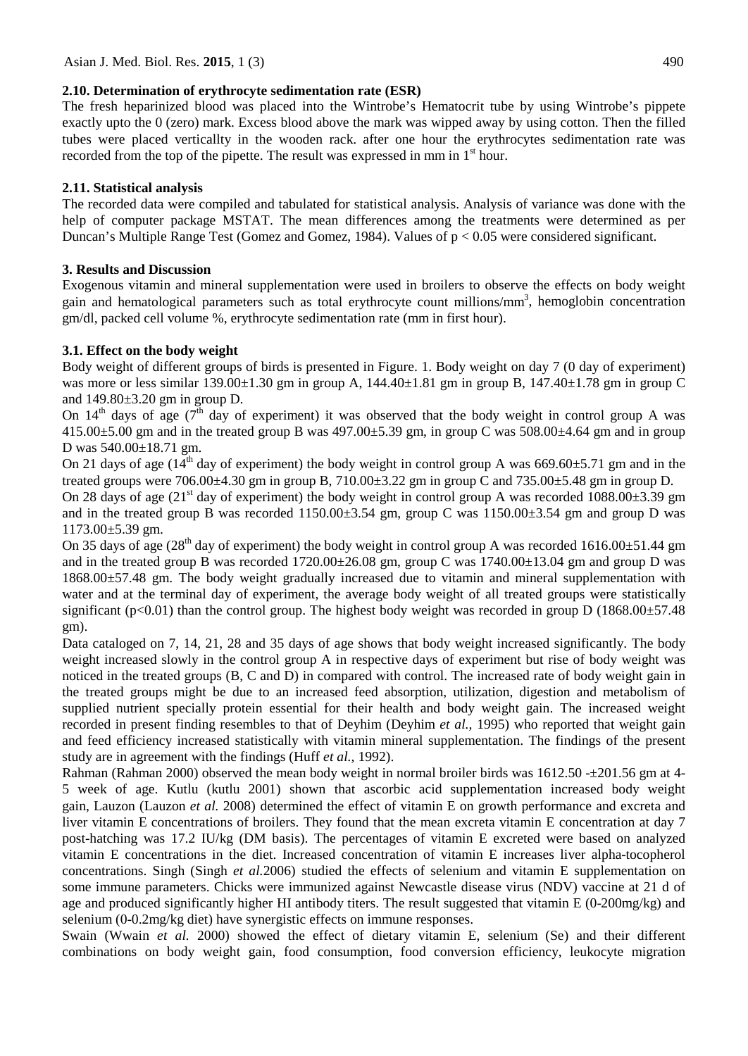### 2.10. Determination of erythrocyte sedimentation rate (ESR)

The fresh heparinized blood was placed into the Wintrobe's Hematocrit tube by using Wintrobe's pippete exactly upto the 0 (zero) mark. Excess blood above the mark was wipped away by using cotton. Then the filled tubes were placed verticaltly in the wooden rack. after one hour the erythrocytes sedimentation rate was recorded from the top of the pipette. The result was expressed in mm in 1st hour.

### 2.11. Statistical analysis

The recorded data were compiled and tabulated for statistical analysis. Analysis of variance was done with the help of computer package MSTAT. The mean differences among the treatments were determined as per Duncan's Multiple Range Test (Gomez and Gomez, 1984). Values of $p < 0.05$ were considered significant.

## 3. Results and Discussion

Exogenous vitamin and mineral supplementation were used in broilers to observe the effects on body weight gain and hematological parameters such as total erythrocyte count millions/mm$^3$, hemoglobin concentration gm/dl, packed cell volume %, erythrocyte sedimentation rate (mm in first hour).

### 3.1. Effect on the body weight

Body weight of different groups of birds is presented in Figure. 1. Body weight on day 7 (0 day of experiment) was more or less similar 139.00±1.30 gm in group A, 144.40±1.81 gm in group B, 147.40±1.78 gm in group C and 149.80±3.20 gm in group D.

On 14th days of age (7th day of experiment) it was observed that the body weight in control group A was 415.00±5.00 gm and in the treated group B was 497.00±5.39 gm, in group C was 508.00±4.64 gm and in group D was 540.00±18.71 gm.

On 21 days of age (14th day of experiment) the body weight in control group A was 669.60±5.71 gm and in the treated groups were 706.00±4.30 gm in group B, 710.00±3.22 gm in group C and 735.00±5.48 gm in group D.

On 28 days of age (21st day of experiment) the body weight in control group A was recorded 1088.00±3.39 gm and in the treated group B was recorded 1150.00±3.54 gm, group C was 1150.00±3.54 gm and group D was 1173.00±5.39 gm.

On 35 days of age (28th day of experiment) the body weight in control group A was recorded 1616.00±51.44 gm and in the treated group B was recorded 1720.00±26.08 gm, group C was 1740.00±13.04 gm and group D was 1868.00±57.48 gm. The body weight gradually increased due to vitamin and mineral supplementation with water and at the terminal day of experiment, the average body weight of all treated groups were statistically significant ($p<0.01$) than the control group. The highest body weight was recorded in group D (1868.00±57.48 gm).

Data cataloged on 7, 14, 21, 28 and 35 days of age shows that body weight increased significantly. The body weight increased slowly in the control group A in respective days of experiment but rise of body weight was noticed in the treated groups (B, C and D) in compared with control. The increased rate of body weight gain in the treated groups might be due to an increased feed absorption, utilization, digestion and metabolism of supplied nutrient specially protein essential for their health and body weight gain. The increased weight recorded in present finding resembles to that of Deyhim (Deyhim *et al.,* 1995) who reported that weight gain and feed efficiency increased statistically with vitamin mineral supplementation. The findings of the present study are in agreement with the findings (Huff *et al.,* 1992).

Rahman (Rahman 2000) observed the mean body weight in normal broiler birds was 1612.50 -±201.56 gm at 4-5 week of age. Kutlu (kutlu 2001) shown that ascorbic acid supplementation increased body weight gain, Lauzon (Lauzon *et al.* 2008) determined the effect of vitamin E on growth performance and excreta and liver vitamin E concentrations of broilers. They found that the mean excreta vitamin E concentration at day 7 post-hatching was 17.2 IU/kg (DM basis). The percentages of vitamin E excreted were based on analyzed vitamin E concentrations in the diet. Increased concentration of vitamin E increases liver alpha-tocopherol concentrations. Singh (Singh *et al.*2006) studied the effects of selenium and vitamin E supplementation on some immune parameters. Chicks were immunized against Newcastle disease virus (NDV) vaccine at 21 d of age and produced significantly higher HI antibody titers. The result suggested that vitamin E (0-200mg/kg) and selenium (0-0.2mg/kg diet) have synergistic effects on immune responses.

Swain (Wwain *et al.* 2000) showed the effect of dietary vitamin E, selenium (Se) and their different combinations on body weight gain, food consumption, food conversion efficiency, leukocyte migration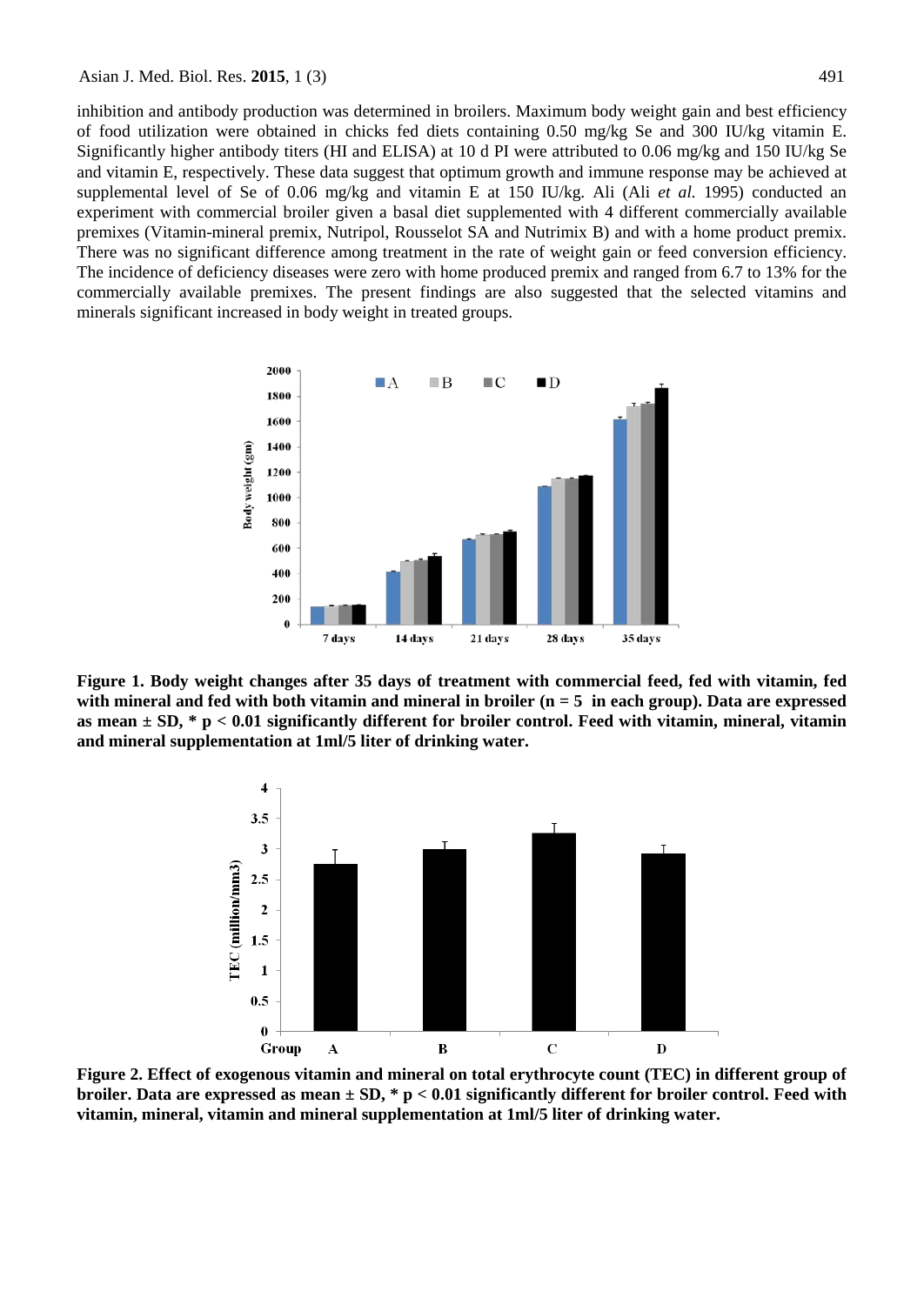inhibition and antibody production was determined in broilers. Maximum body weight gain and best efficiency of food utilization were obtained in chicks fed diets containing 0.50 mg/kg Se and 300 IU/kg vitamin E. Significantly higher antibody titers (HI and ELISA) at 10 d PI were attributed to 0.06 mg/kg and 150 IU/kg Se and vitamin E, respectively. These data suggest that optimum growth and immune response may be achieved at supplemental level of Se of 0.06 mg/kg and vitamin E at 150 IU/kg. Ali (Ali *et al.* 1995) conducted an experiment with commercial broiler given a basal diet supplemented with 4 different commercially available premixes (Vitamin-mineral premix, Nutripol, Rousselot SA and Nutrimix B) and with a home product premix. There was no significant difference among treatment in the rate of weight gain or feed conversion efficiency. The incidence of deficiency diseases were zero with home produced premix and ranged from 6.7 to 13% for the commercially available premixes. The present findings are also suggested that the selected vitamins and minerals significant increased in body weight in treated groups.

**Figure 1. Body weight changes after 35 days of treatment with commercial feed, fed with vitamin, fed with mineral and fed with both vitamin and mineral in broiler (n = 5 in each group). Data are expressed as mean ± SD, * p < 0.01 significantly different for broiler control. Feed with vitamin, mineral, vitamin and mineral supplementation at 1ml/5 liter of drinking water.**

**Figure 2. Effect of exogenous vitamin and mineral on total erythrocyte count (TEC) in different group of broiler. Data are expressed as mean ± SD, * p < 0.01 significantly different for broiler control. Feed with vitamin, mineral, vitamin and mineral supplementation at 1ml/5 liter of drinking water.**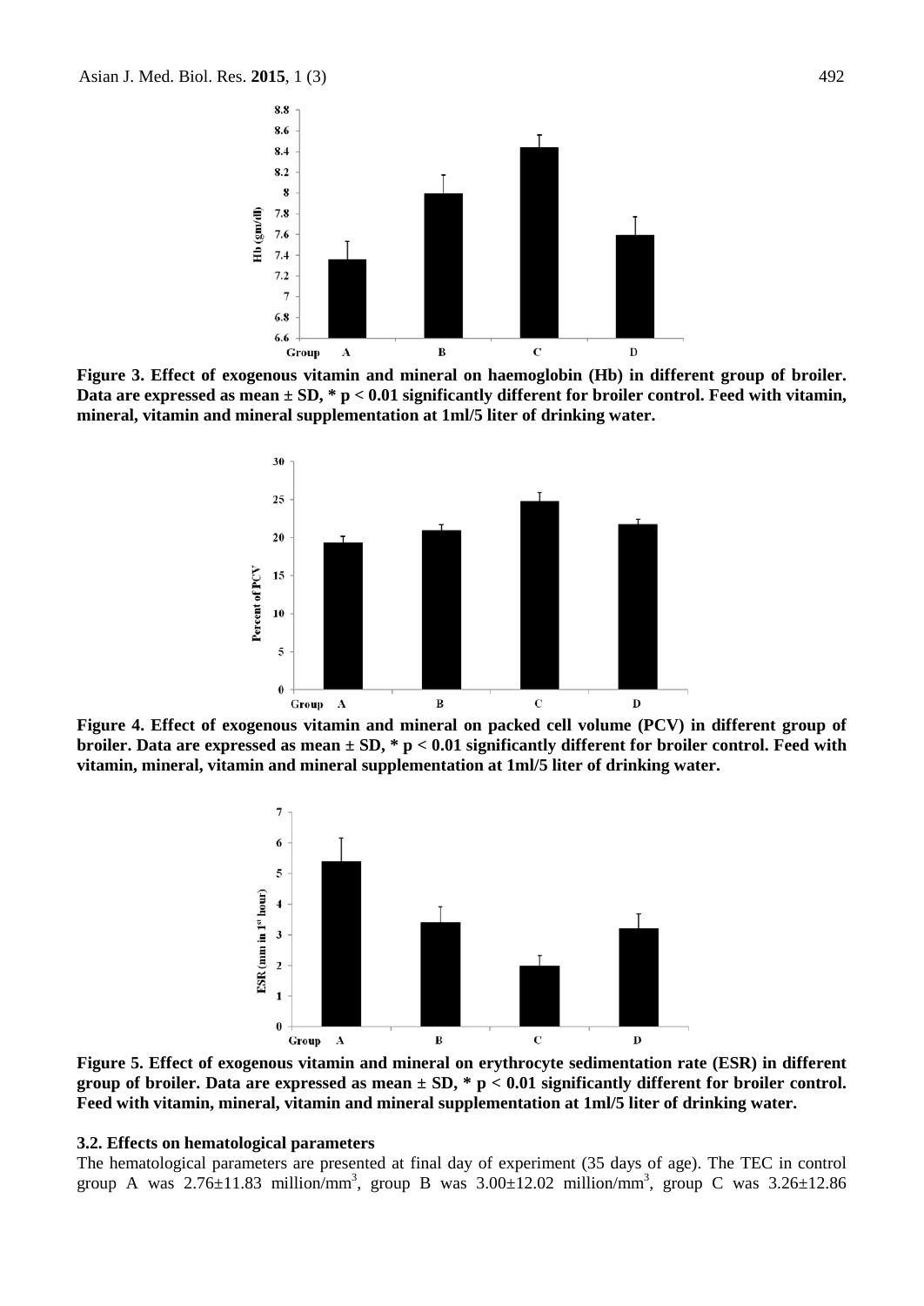**Figure 3. Effect of exogenous vitamin and mineral on haemoglobin (Hb) in different group of broiler. Data are expressed as mean ± SD, * p < 0.01 significantly different for broiler control. Feed with vitamin, mineral, vitamin and mineral supplementation at 1ml/5 liter of drinking water.**

**Figure 4. Effect of exogenous vitamin and mineral on packed cell volume (PCV) in different group of broiler. Data are expressed as mean ± SD, * p < 0.01 significantly different for broiler control. Feed with vitamin, mineral, vitamin and mineral supplementation at 1ml/5 liter of drinking water.**

**Figure 5. Effect of exogenous vitamin and mineral on erythrocyte sedimentation rate (ESR) in different group of broiler. Data are expressed as mean ± SD, * p < 0.01 significantly different for broiler control. Feed with vitamin, mineral, vitamin and mineral supplementation at 1ml/5 liter of drinking water.**

### 3.2. Effects on hematological parameters

The hematological parameters are presented at final day of experiment (35 days of age). The TEC in control group A was 2.76±11.83 million/mm$^3$, group B was 3.00±12.02 million/mm$^3$, group C was 3.26±12.86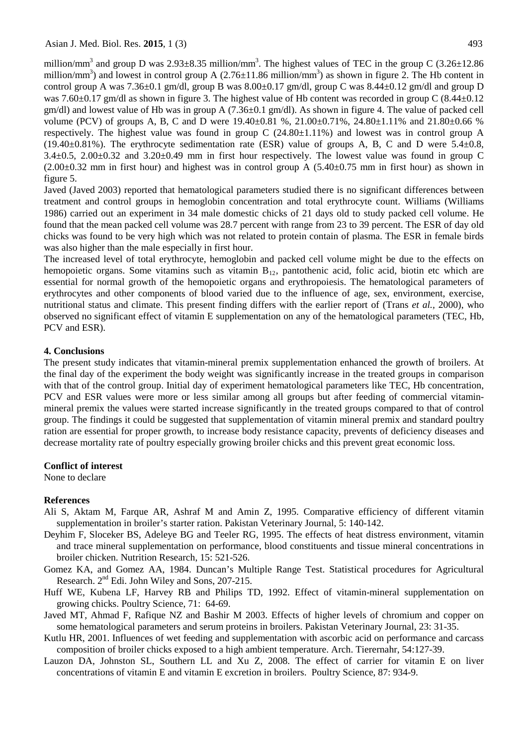million/mm$^3$ and group D was 2.93±8.35 million/mm$^3$. The highest values of TEC in the group C (3.26±12.86 million/mm$^3$) and lowest in control group A (2.76±11.86 million/mm$^3$) as shown in figure 2. The Hb content in control group A was 7.36±0.1 gm/dl, group B was 8.00±0.17 gm/dl, group C was 8.44±0.12 gm/dl and group D was 7.60±0.17 gm/dl as shown in figure 3. The highest value of Hb content was recorded in group C (8.44±0.12 gm/dl) and lowest value of Hb was in group A (7.36±0.1 gm/dl). As shown in figure 4. The value of packed cell volume (PCV) of groups A, B, C and D were 19.40±0.81 %, 21.00±0.71%, 24.80±1.11% and 21.80±0.66 % respectively. The highest value was found in group C (24.80±1.11%) and lowest was in control group A (19.40±0.81%). The erythrocyte sedimentation rate (ESR) value of groups A, B, C and D were 5.4±0.8, 3.4±0.5, 2.00±0.32 and 3.20±0.49 mm in first hour respectively. The lowest value was found in group C (2.00±0.32 mm in first hour) and highest was in control group A (5.40±0.75 mm in first hour) as shown in figure 5.

Javed (Javed 2003) reported that hematological parameters studied there is no significant differences between treatment and control groups in hemoglobin concentration and total erythrocyte count. Williams (Williams 1986) carried out an experiment in 34 male domestic chicks of 21 days old to study packed cell volume. He found that the mean packed cell volume was 28.7 percent with range from 23 to 39 percent. The ESR of day old chicks was found to be very high which was not related to protein contain of plasma. The ESR in female birds was also higher than the male especially in first hour.

The increased level of total erythrocyte, hemoglobin and packed cell volume might be due to the effects on hemopoietic organs. Some vitamins such as vitamin $B_{12}$, pantothenic acid, folic acid, biotin etc which are essential for normal growth of the hemopoietic organs and erythropoiesis. The hematological parameters of erythrocytes and other components of blood varied due to the influence of age, sex, environment, exercise, nutritional status and climate. This present finding differs with the earlier report of (Trans *et al.,* 2000), who observed no significant effect of vitamin E supplementation on any of the hematological parameters (TEC, Hb, PCV and ESR).

## 4. Conclusions

The present study indicates that vitamin-mineral premix supplementation enhanced the growth of broilers. At the final day of the experiment the body weight was significantly increase in the treated groups in comparison with that of the control group. Initial day of experiment hematological parameters like TEC, Hb concentration, PCV and ESR values were more or less similar among all groups but after feeding of commercial vitamin-mineral premix the values were started increase significantly in the treated groups compared to that of control group. The findings it could be suggested that supplementation of vitamin mineral premix and standard poultry ration are essential for proper growth, to increase body resistance capacity, prevents of deficiency diseases and decrease mortality rate of poultry especially growing broiler chicks and this prevent great economic loss.

**Conflict of interest**

None to declare

**References**

Ali S, Aktam M, Farque AR, Ashraf M and Amin Z, 1995. Comparative efficiency of different vitamin supplementation in broiler's starter ration. Pakistan Veterinary Journal, 5: 140-142.

Deyhim F, Sloceker BS, Adeleye BG and Teeler RG, 1995. The effects of heat distress environment, vitamin and trace mineral supplementation on performance, blood constituents and tissue mineral concentrations in broiler chicken. Nutrition Research, 15: 521-526.

Gomez KA, and Gomez AA, 1984. Duncan's Multiple Range Test. Statistical procedures for Agricultural Research. 2nd Edi. John Wiley and Sons, 207-215.

Huff WE, Kubena LF, Harvey RB and Philips TD, 1992. Effect of vitamin-mineral supplementation on growing chicks. Poultry Science, 71: 64-69.

Javed MT, Ahmad F, Rafique NZ and Bashir M 2003. Effects of higher levels of chromium and copper on some hematological parameters and serum proteins in broilers. Pakistan Veterinary Journal, 23: 31-35.

Kutlu HR, 2001. Influences of wet feeding and supplementation with ascorbic acid on performance and carcass composition of broiler chicks exposed to a high ambient temperature. Arch. Tierernahr, 54:127-39.

Lauzon DA, Johnston SL, Southern LL and Xu Z, 2008. The effect of carrier for vitamin E on liver concentrations of vitamin E and vitamin E excretion in broilers. Poultry Science, 87: 934-9.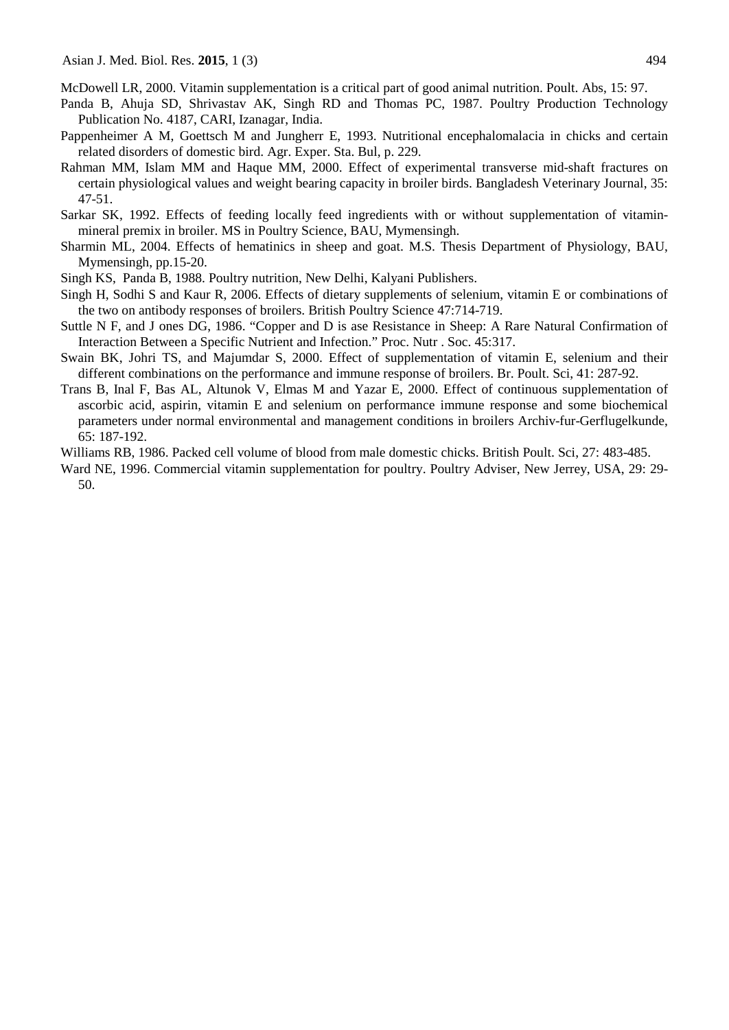McDowell LR, 2000. Vitamin supplementation is a critical part of good animal nutrition. Poult. Abs, 15: 97.

Panda B, Ahuja SD, Shrivastav AK, Singh RD and Thomas PC, 1987. Poultry Production Technology Publication No. 4187, CARI, Izanagar, India.

Pappenheimer A M, Goettsch M and Jungherr E, 1993. Nutritional encephalomalacia in chicks and certain related disorders of domestic bird. Agr. Exper. Sta. Bul, p. 229.

Rahman MM, Islam MM and Haque MM, 2000. Effect of experimental transverse mid-shaft fractures on certain physiological values and weight bearing capacity in broiler birds. Bangladesh Veterinary Journal, 35: 47-51.

Sarkar SK, 1992. Effects of feeding locally feed ingredients with or without supplementation of vitamin-mineral premix in broiler. MS in Poultry Science, BAU, Mymensingh.

Sharmin ML, 2004. Effects of hematinics in sheep and goat. M.S. Thesis Department of Physiology, BAU, Mymensingh, pp.15-20.

Singh KS, Panda B, 1988. Poultry nutrition, New Delhi, Kalyani Publishers.

Singh H, Sodhi S and Kaur R, 2006. Effects of dietary supplements of selenium, vitamin E or combinations of the two on antibody responses of broilers. British Poultry Science 47:714-719.

Suttle N F, and J ones DG, 1986. "Copper and D is ase Resistance in Sheep: A Rare Natural Confirmation of Interaction Between a Specific Nutrient and Infection." Proc. Nutr . Soc. 45:317.

Swain BK, Johri TS, and Majumdar S, 2000. Effect of supplementation of vitamin E, selenium and their different combinations on the performance and immune response of broilers. Br. Poult. Sci, 41: 287-92.

Trans B, Inal F, Bas AL, Altunok V, Elmas M and Yazar E, 2000. Effect of continuous supplementation of ascorbic acid, aspirin, vitamin E and selenium on performance immune response and some biochemical parameters under normal environmental and management conditions in broilers Archiv-fur-Gerflugelkunde, 65: 187-192.

Williams RB, 1986. Packed cell volume of blood from male domestic chicks. British Poult. Sci, 27: 483-485.

Ward NE, 1996. Commercial vitamin supplementation for poultry. Poultry Adviser, New Jerrey, USA, 29: 29-50.